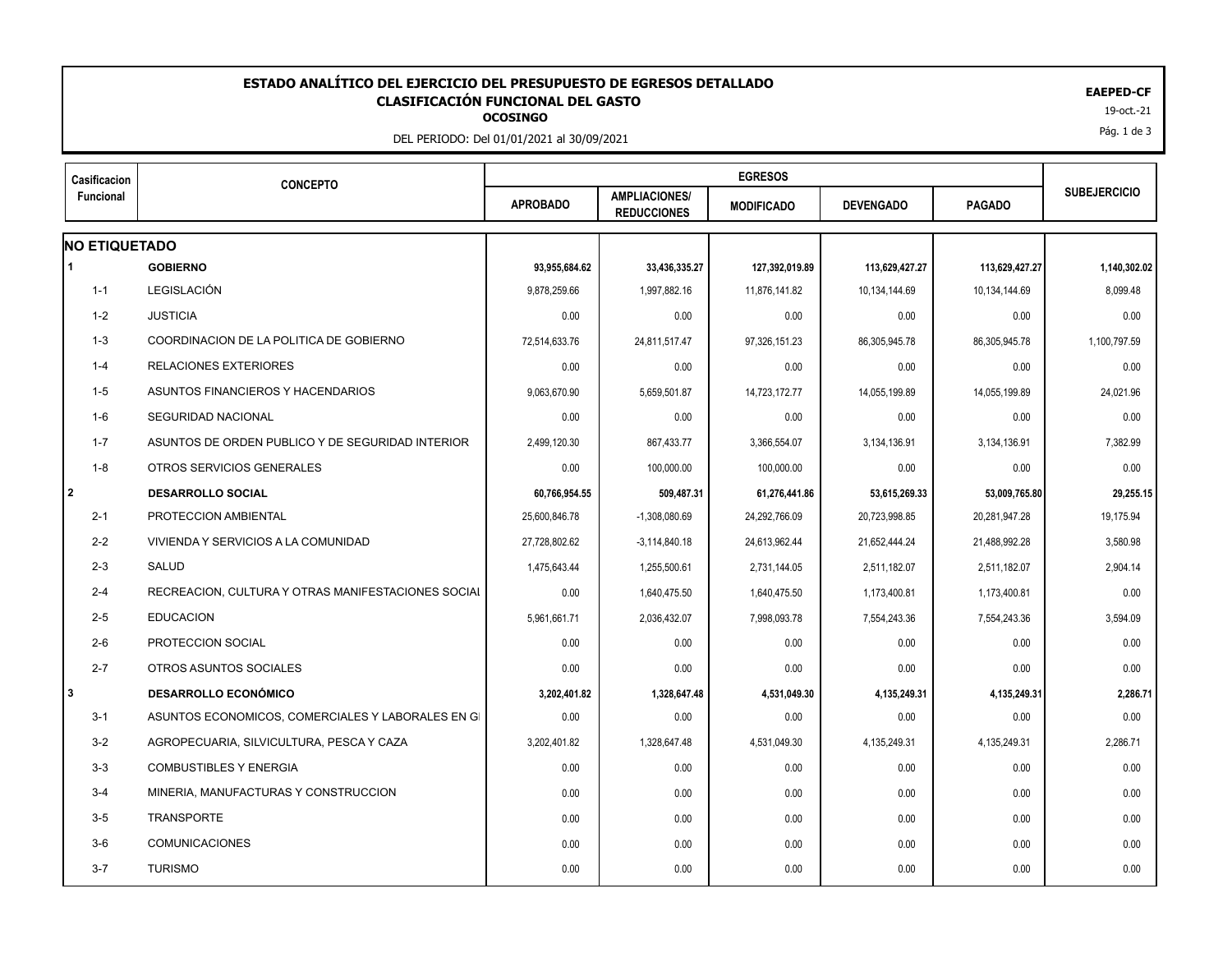# ESTADO ANALÍTICO DEL EJERCICIO DEL PRESUPUESTO DE EGRESOS DETALLADO

## CLASIFICACIÓN FUNCIONAL DEL GASTO

**OCOSINGO**

DEL PERIODO: Del 01/01/2021 al 30/09/2021

**EAEPED-CF**

19-oct.-21

| Casificacion Funcional | CONCEPTO | EGRESOS | | | | | SUBEJERCICIO |
|---|---|---|---|---|---|---|---|
| | | APROBADO | AMPLIACIONES/ REDUCCIONES | MODIFICADO | DEVENGADO | PAGADO | |
| **NO ETIQUETADO** | | | | | | | |
| **1** | **GOBIERNO** | **93,955,684.62** | **33,436,335.27** | **127,392,019.89** | **113,629,427.27** | **113,629,427.27** | **1,140,302.02** |
| 1-1 | LEGISLACIÓN | 9,878,259.66 | 1,997,882.16 | 11,876,141.82 | 10,134,144.69 | 10,134,144.69 | 8,099.48 |
| 1-2 | JUSTICIA | 0.00 | 0.00 | 0.00 | 0.00 | 0.00 | 0.00 |
| 1-3 | COORDINACION DE LA POLITICA DE GOBIERNO | 72,514,633.76 | 24,811,517.47 | 97,326,151.23 | 86,305,945.78 | 86,305,945.78 | 1,100,797.59 |
| 1-4 | RELACIONES EXTERIORES | 0.00 | 0.00 | 0.00 | 0.00 | 0.00 | 0.00 |
| 1-5 | ASUNTOS FINANCIEROS Y HACENDARIOS | 9,063,670.90 | 5,659,501.87 | 14,723,172.77 | 14,055,199.89 | 14,055,199.89 | 24,021.96 |
| 1-6 | SEGURIDAD NACIONAL | 0.00 | 0.00 | 0.00 | 0.00 | 0.00 | 0.00 |
| 1-7 | ASUNTOS DE ORDEN PUBLICO Y DE SEGURIDAD INTERIOR | 2,499,120.30 | 867,433.77 | 3,366,554.07 | 3,134,136.91 | 3,134,136.91 | 7,382.99 |
| 1-8 | OTROS SERVICIOS GENERALES | 0.00 | 100,000.00 | 100,000.00 | 0.00 | 0.00 | 0.00 |
| **2** | **DESARROLLO SOCIAL** | **60,766,954.55** | **509,487.31** | **61,276,441.86** | **53,615,269.33** | **53,009,765.80** | **29,255.15** |
| 2-1 | PROTECCION AMBIENTAL | 25,600,846.78 | -1,308,080.69 | 24,292,766.09 | 20,723,998.85 | 20,281,947.28 | 19,175.94 |
| 2-2 | VIVIENDA Y SERVICIOS A LA COMUNIDAD | 27,728,802.62 | -3,114,840.18 | 24,613,962.44 | 21,652,444.24 | 21,488,992.28 | 3,580.98 |
| 2-3 | SALUD | 1,475,643.44 | 1,255,500.61 | 2,731,144.05 | 2,511,182.07 | 2,511,182.07 | 2,904.14 |
| 2-4 | RECREACION, CULTURA Y OTRAS MANIFESTACIONES SOCIAL | 0.00 | 1,640,475.50 | 1,640,475.50 | 1,173,400.81 | 1,173,400.81 | 0.00 |
| 2-5 | EDUCACION | 5,961,661.71 | 2,036,432.07 | 7,998,093.78 | 7,554,243.36 | 7,554,243.36 | 3,594.09 |
| 2-6 | PROTECCION SOCIAL | 0.00 | 0.00 | 0.00 | 0.00 | 0.00 | 0.00 |
| 2-7 | OTROS ASUNTOS SOCIALES | 0.00 | 0.00 | 0.00 | 0.00 | 0.00 | 0.00 |
| **3** | **DESARROLLO ECONÓMICO** | **3,202,401.82** | **1,328,647.48** | **4,531,049.30** | **4,135,249.31** | **4,135,249.31** | **2,286.71** |
| 3-1 | ASUNTOS ECONOMICOS, COMERCIALES Y LABORALES EN GI | 0.00 | 0.00 | 0.00 | 0.00 | 0.00 | 0.00 |
| 3-2 | AGROPECUARIA, SILVICULTURA, PESCA Y CAZA | 3,202,401.82 | 1,328,647.48 | 4,531,049.30 | 4,135,249.31 | 4,135,249.31 | 2,286.71 |
| 3-3 | COMBUSTIBLES Y ENERGIA | 0.00 | 0.00 | 0.00 | 0.00 | 0.00 | 0.00 |
| 3-4 | MINERIA, MANUFACTURAS Y CONSTRUCCION | 0.00 | 0.00 | 0.00 | 0.00 | 0.00 | 0.00 |
| 3-5 | TRANSPORTE | 0.00 | 0.00 | 0.00 | 0.00 | 0.00 | 0.00 |
| 3-6 | COMUNICACIONES | 0.00 | 0.00 | 0.00 | 0.00 | 0.00 | 0.00 |
| 3-7 | TURISMO | 0.00 | 0.00 | 0.00 | 0.00 | 0.00 | 0.00 |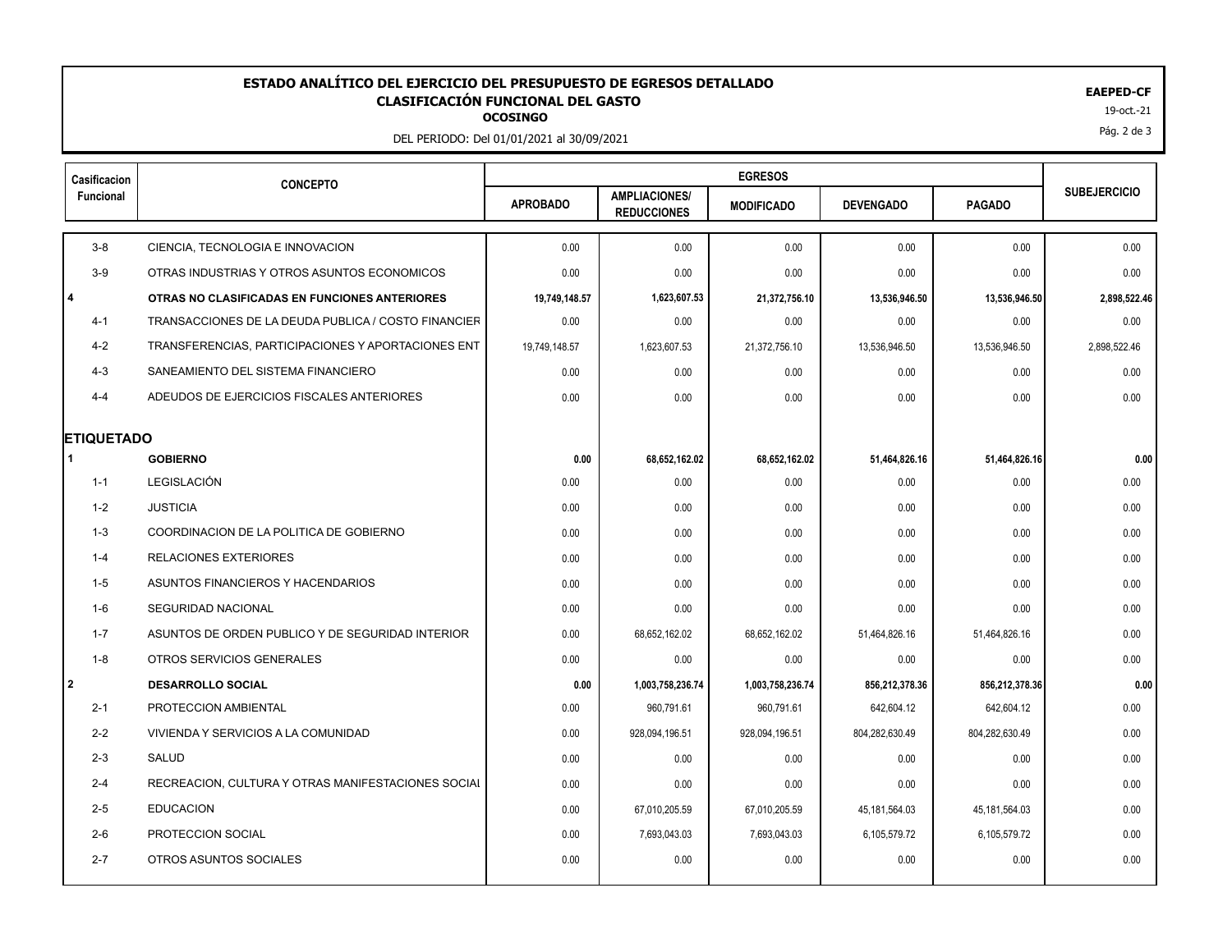# ESTADO ANALÍTICO DEL EJERCICIO DEL PRESUPUESTO DE EGRESOS DETALLADO
## CLASIFICACIÓN FUNCIONAL DEL GASTO
### OCOSINGO

DEL PERIODO: Del 01/01/2021 al 30/09/2021

**EAEPED-CF**
19-oct.-21

| Casificacion Funcional | CONCEPTO | EGRESOS | | | | | SUBEJERCICIO |
|---|---|---|---|---|---|---|---|
| | | APROBADO | AMPLIACIONES/ REDUCCIONES | MODIFICADO | DEVENGADO | PAGADO | |
| 3-8 | CIENCIA, TECNOLOGIA E INNOVACION | 0.00 | 0.00 | 0.00 | 0.00 | 0.00 | 0.00 |
| 3-9 | OTRAS INDUSTRIAS Y OTROS ASUNTOS ECONOMICOS | 0.00 | 0.00 | 0.00 | 0.00 | 0.00 | 0.00 |
| **4** | **OTRAS NO CLASIFICADAS EN FUNCIONES ANTERIORES** | **19,749,148.57** | **1,623,607.53** | **21,372,756.10** | **13,536,946.50** | **13,536,946.50** | **2,898,522.46** |
| 4-1 | TRANSACCIONES DE LA DEUDA PUBLICA / COSTO FINANCIER | 0.00 | 0.00 | 0.00 | 0.00 | 0.00 | 0.00 |
| 4-2 | TRANSFERENCIAS, PARTICIPACIONES Y APORTACIONES ENT | 19,749,148.57 | 1,623,607.53 | 21,372,756.10 | 13,536,946.50 | 13,536,946.50 | 2,898,522.46 |
| 4-3 | SANEAMIENTO DEL SISTEMA FINANCIERO | 0.00 | 0.00 | 0.00 | 0.00 | 0.00 | 0.00 |
| 4-4 | ADEUDOS DE EJERCICIOS FISCALES ANTERIORES | 0.00 | 0.00 | 0.00 | 0.00 | 0.00 | 0.00 |
| **ETIQUETADO** | | | | | | | |
| **1** | **GOBIERNO** | **0.00** | **68,652,162.02** | **68,652,162.02** | **51,464,826.16** | **51,464,826.16** | **0.00** |
| 1-1 | LEGISLACIÓN | 0.00 | 0.00 | 0.00 | 0.00 | 0.00 | 0.00 |
| 1-2 | JUSTICIA | 0.00 | 0.00 | 0.00 | 0.00 | 0.00 | 0.00 |
| 1-3 | COORDINACION DE LA POLITICA DE GOBIERNO | 0.00 | 0.00 | 0.00 | 0.00 | 0.00 | 0.00 |
| 1-4 | RELACIONES EXTERIORES | 0.00 | 0.00 | 0.00 | 0.00 | 0.00 | 0.00 |
| 1-5 | ASUNTOS FINANCIEROS Y HACENDARIOS | 0.00 | 0.00 | 0.00 | 0.00 | 0.00 | 0.00 |
| 1-6 | SEGURIDAD NACIONAL | 0.00 | 0.00 | 0.00 | 0.00 | 0.00 | 0.00 |
| 1-7 | ASUNTOS DE ORDEN PUBLICO Y DE SEGURIDAD INTERIOR | 0.00 | 68,652,162.02 | 68,652,162.02 | 51,464,826.16 | 51,464,826.16 | 0.00 |
| 1-8 | OTROS SERVICIOS GENERALES | 0.00 | 0.00 | 0.00 | 0.00 | 0.00 | 0.00 |
| **2** | **DESARROLLO SOCIAL** | **0.00** | **1,003,758,236.74** | **1,003,758,236.74** | **856,212,378.36** | **856,212,378.36** | **0.00** |
| 2-1 | PROTECCION AMBIENTAL | 0.00 | 960,791.61 | 960,791.61 | 642,604.12 | 642,604.12 | 0.00 |
| 2-2 | VIVIENDA Y SERVICIOS A LA COMUNIDAD | 0.00 | 928,094,196.51 | 928,094,196.51 | 804,282,630.49 | 804,282,630.49 | 0.00 |
| 2-3 | SALUD | 0.00 | 0.00 | 0.00 | 0.00 | 0.00 | 0.00 |
| 2-4 | RECREACION, CULTURA Y OTRAS MANIFESTACIONES SOCIAL | 0.00 | 0.00 | 0.00 | 0.00 | 0.00 | 0.00 |
| 2-5 | EDUCACION | 0.00 | 67,010,205.59 | 67,010,205.59 | 45,181,564.03 | 45,181,564.03 | 0.00 |
| 2-6 | PROTECCION SOCIAL | 0.00 | 7,693,043.03 | 7,693,043.03 | 6,105,579.72 | 6,105,579.72 | 0.00 |
| 2-7 | OTROS ASUNTOS SOCIALES | 0.00 | 0.00 | 0.00 | 0.00 | 0.00 | 0.00 |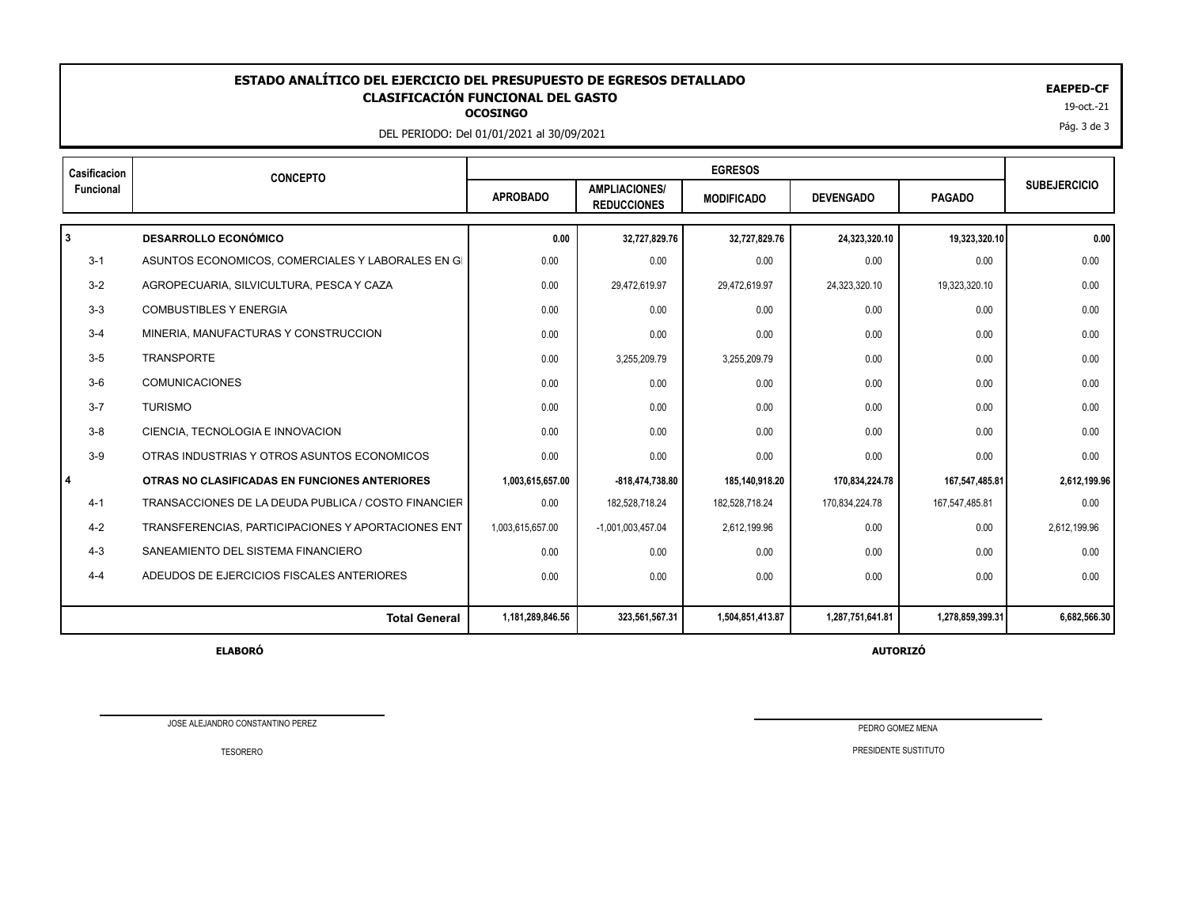# ESTADO ANALÍTICO DEL EJERCICIO DEL PRESUPUESTO DE EGRESOS DETALLADO

## CLASIFICACIÓN FUNCIONAL DEL GASTO

**OCOSINGO**

DEL PERIODO: Del 01/01/2021 al 30/09/2021

**EAEPED-CF**

19-oct.-21

| Casificacion Funcional | CONCEPTO | EGRESOS | | | | | SUBEJERCICIO |
|---|---|---|---|---|---|---|---|
| | | APROBADO | AMPLIACIONES/ REDUCCIONES | MODIFICADO | DEVENGADO | PAGADO | |
| **3** | **DESARROLLO ECONÓMICO** | **0.00** | **32,727,829.76** | **32,727,829.76** | **24,323,320.10** | **19,323,320.10** | **0.00** |
| 3-1 | ASUNTOS ECONOMICOS, COMERCIALES Y LABORALES EN GI | 0.00 | 0.00 | 0.00 | 0.00 | 0.00 | 0.00 |
| 3-2 | AGROPECUARIA, SILVICULTURA, PESCA Y CAZA | 0.00 | 29,472,619.97 | 29,472,619.97 | 24,323,320.10 | 19,323,320.10 | 0.00 |
| 3-3 | COMBUSTIBLES Y ENERGIA | 0.00 | 0.00 | 0.00 | 0.00 | 0.00 | 0.00 |
| 3-4 | MINERIA, MANUFACTURAS Y CONSTRUCCION | 0.00 | 0.00 | 0.00 | 0.00 | 0.00 | 0.00 |
| 3-5 | TRANSPORTE | 0.00 | 3,255,209.79 | 3,255,209.79 | 0.00 | 0.00 | 0.00 |
| 3-6 | COMUNICACIONES | 0.00 | 0.00 | 0.00 | 0.00 | 0.00 | 0.00 |
| 3-7 | TURISMO | 0.00 | 0.00 | 0.00 | 0.00 | 0.00 | 0.00 |
| 3-8 | CIENCIA, TECNOLOGIA E INNOVACION | 0.00 | 0.00 | 0.00 | 0.00 | 0.00 | 0.00 |
| 3-9 | OTRAS INDUSTRIAS Y OTROS ASUNTOS ECONOMICOS | 0.00 | 0.00 | 0.00 | 0.00 | 0.00 | 0.00 |
| **4** | **OTRAS NO CLASIFICADAS EN FUNCIONES ANTERIORES** | **1,003,615,657.00** | **-818,474,738.80** | **185,140,918.20** | **170,834,224.78** | **167,547,485.81** | **2,612,199.96** |
| 4-1 | TRANSACCIONES DE LA DEUDA PUBLICA / COSTO FINANCIER | 0.00 | 182,528,718.24 | 182,528,718.24 | 170,834,224.78 | 167,547,485.81 | 0.00 |
| 4-2 | TRANSFERENCIAS, PARTICIPACIONES Y APORTACIONES ENT | 1,003,615,657.00 | -1,001,003,457.04 | 2,612,199.96 | 0.00 | 0.00 | 2,612,199.96 |
| 4-3 | SANEAMIENTO DEL SISTEMA FINANCIERO | 0.00 | 0.00 | 0.00 | 0.00 | 0.00 | 0.00 |
| 4-4 | ADEUDOS DE EJERCICIOS FISCALES ANTERIORES | 0.00 | 0.00 | 0.00 | 0.00 | 0.00 | 0.00 |
| | **Total General** | **1,181,289,846.56** | **323,561,567.31** | **1,504,851,413.87** | **1,287,751,641.81** | **1,278,859,399.31** | **6,682,566.30** |

**ELABORÓ**

JOSE ALEJANDRO CONSTANTINO PEREZ

TESORERO

**AUTORIZÓ**

PEDRO GOMEZ MENA

PRESIDENTE SUSTITUTO